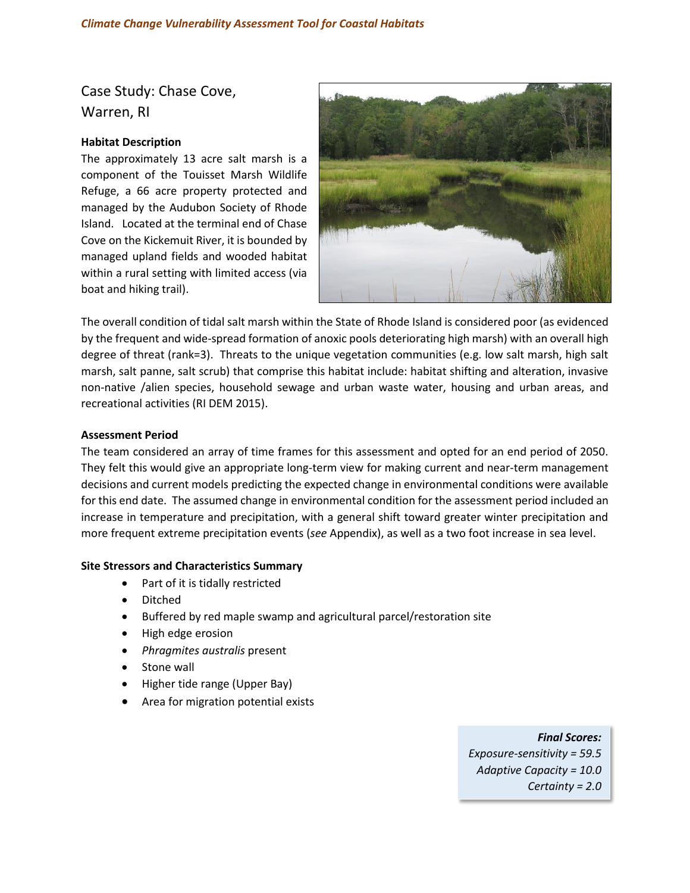# Case Study: Chase Cove, Warren, RI

### Habitat Description

The approximately 13 acre salt marsh is a component of the Touisset Marsh Wildlife Refuge, a 66 acre property protected and managed by the Audubon Society of Rhode Island. Located at the terminal end of Chase Cove on the Kickemuit River, it is bounded by managed upland fields and wooded habitat within a rural setting with limited access (via boat and hiking trail).

The overall condition of tidal salt marsh within the State of Rhode Island is considered poor (as evidenced by the frequent and wide-spread formation of anoxic pools deteriorating high marsh) with an overall high degree of threat (rank=3). Threats to the unique vegetation communities (e.g. low salt marsh, high salt marsh, salt panne, salt scrub) that comprise this habitat include: habitat shifting and alteration, invasive non-native /alien species, household sewage and urban waste water, housing and urban areas, and recreational activities (RI DEM 2015).

### Assessment Period

The team considered an array of time frames for this assessment and opted for an end period of 2050. They felt this would give an appropriate long-term view for making current and near-term management decisions and current models predicting the expected change in environmental conditions were available for this end date. The assumed change in environmental condition for the assessment period included an increase in temperature and precipitation, with a general shift toward greater winter precipitation and more frequent extreme precipitation events (*see* Appendix), as well as a two foot increase in sea level.

### Site Stressors and Characteristics Summary

- Part of it is tidally restricted
- Ditched
- Buffered by red maple swamp and agricultural parcel/restoration site
- High edge erosion
- *Phragmites australis* present
- Stone wall
- Higher tide range (Upper Bay)
- Area for migration potential exists

***Final Scores:***
*Exposure-sensitivity = 59.5*
*Adaptive Capacity = 10.0*
*Certainty = 2.0*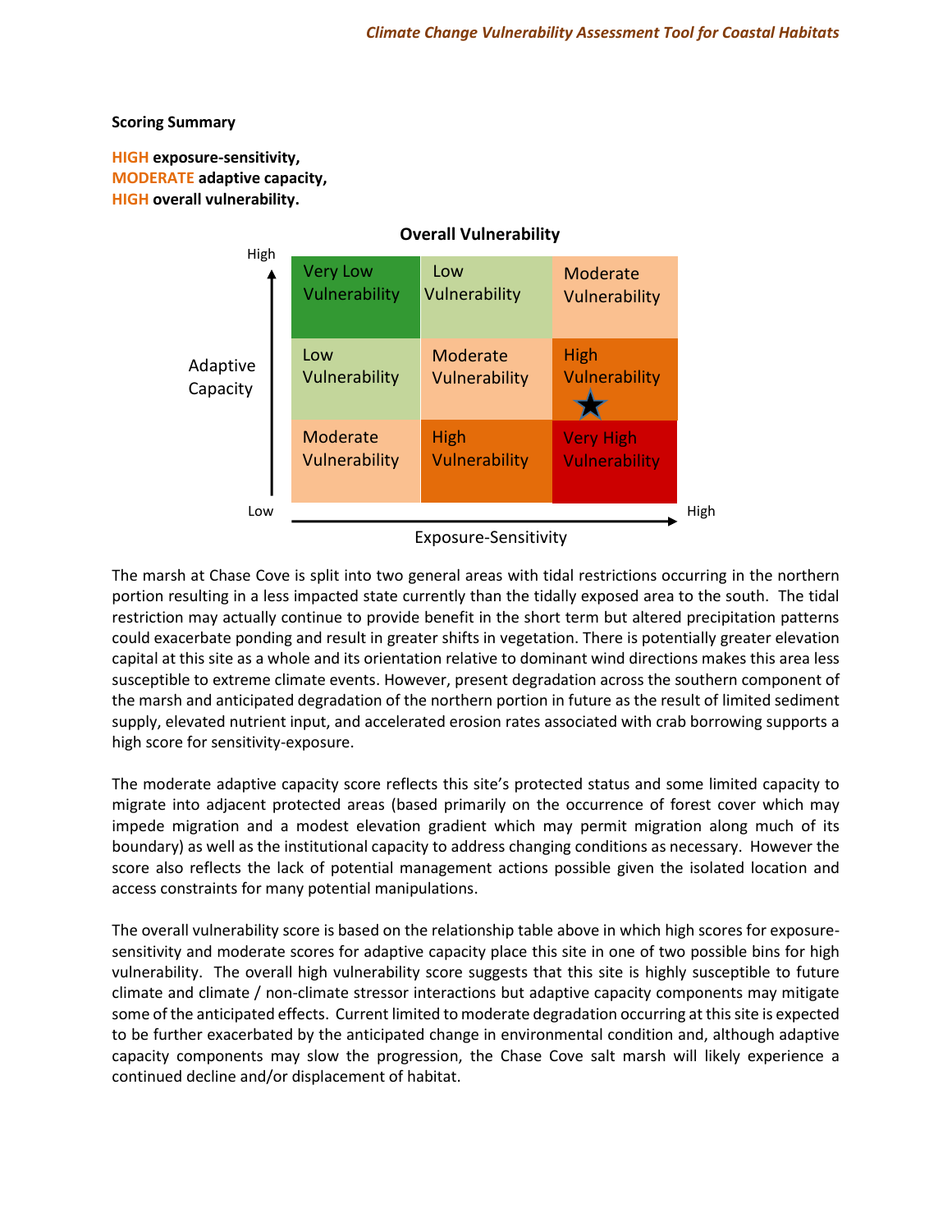**Scoring Summary**

**HIGH exposure-sensitivity,**
**MODERATE adaptive capacity,**
**HIGH overall vulnerability.**

**Overall Vulnerability**

| Adaptive Capacity ↓ / Exposure-Sensitivity → | Low | | High |
|---|---|---|---|
| High | Very Low Vulnerability | Low Vulnerability | Moderate Vulnerability |
| | Low Vulnerability | Moderate Vulnerability | High Vulnerability ★ |
| Low | Moderate Vulnerability | High Vulnerability | Very High Vulnerability |

The marsh at Chase Cove is split into two general areas with tidal restrictions occurring in the northern portion resulting in a less impacted state currently than the tidally exposed area to the south. The tidal restriction may actually continue to provide benefit in the short term but altered precipitation patterns could exacerbate ponding and result in greater shifts in vegetation. There is potentially greater elevation capital at this site as a whole and its orientation relative to dominant wind directions makes this area less susceptible to extreme climate events. However, present degradation across the southern component of the marsh and anticipated degradation of the northern portion in future as the result of limited sediment supply, elevated nutrient input, and accelerated erosion rates associated with crab borrowing supports a high score for sensitivity-exposure.

The moderate adaptive capacity score reflects this site's protected status and some limited capacity to migrate into adjacent protected areas (based primarily on the occurrence of forest cover which may impede migration and a modest elevation gradient which may permit migration along much of its boundary) as well as the institutional capacity to address changing conditions as necessary. However the score also reflects the lack of potential management actions possible given the isolated location and access constraints for many potential manipulations.

The overall vulnerability score is based on the relationship table above in which high scores for exposure-sensitivity and moderate scores for adaptive capacity place this site in one of two possible bins for high vulnerability. The overall high vulnerability score suggests that this site is highly susceptible to future climate and climate / non-climate stressor interactions but adaptive capacity components may mitigate some of the anticipated effects. Current limited to moderate degradation occurring at this site is expected to be further exacerbated by the anticipated change in environmental condition and, although adaptive capacity components may slow the progression, the Chase Cove salt marsh will likely experience a continued decline and/or displacement of habitat.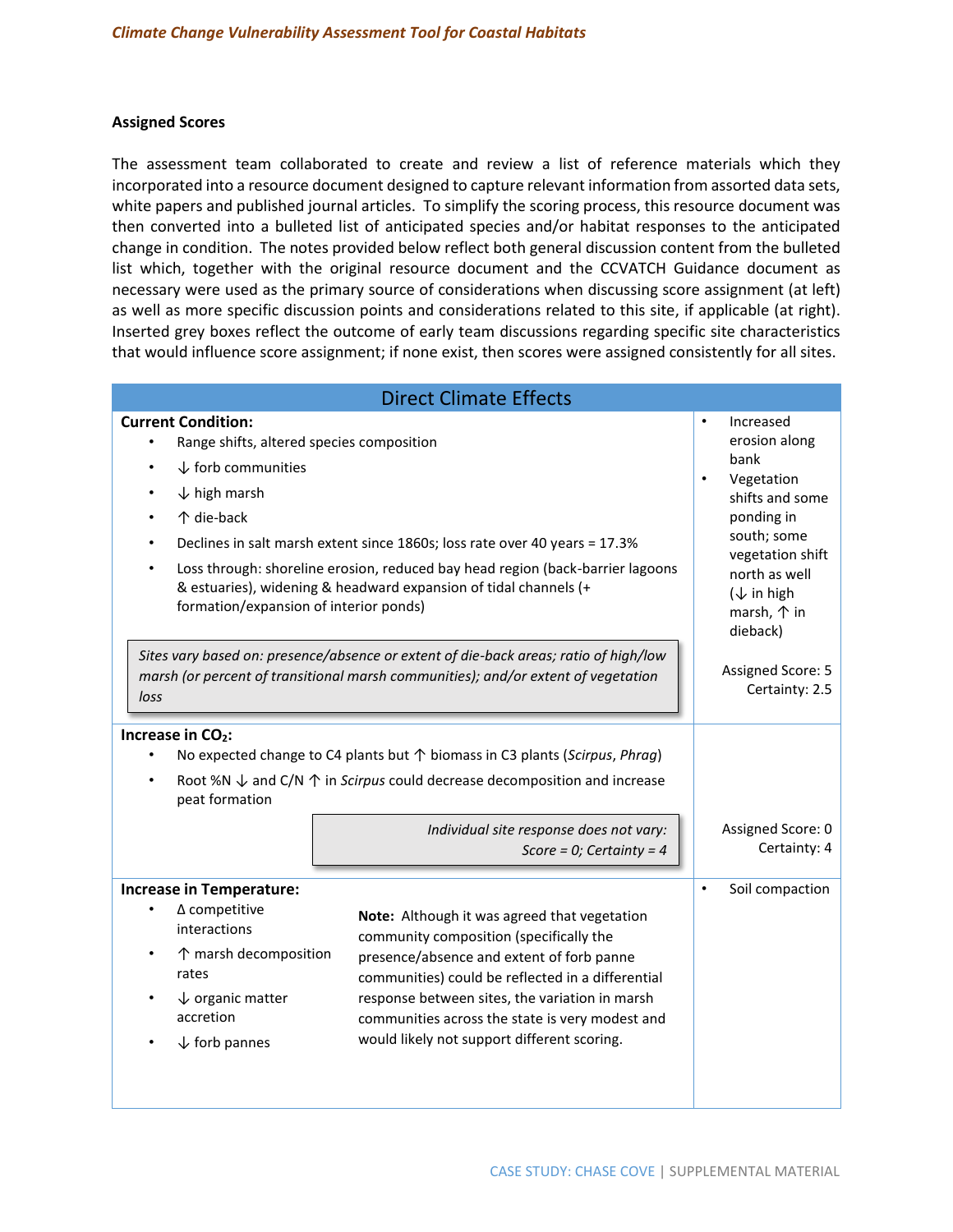**Assigned Scores**

The assessment team collaborated to create and review a list of reference materials which they incorporated into a resource document designed to capture relevant information from assorted data sets, white papers and published journal articles. To simplify the scoring process, this resource document was then converted into a bulleted list of anticipated species and/or habitat responses to the anticipated change in condition. The notes provided below reflect both general discussion content from the bulleted list which, together with the original resource document and the CCVATCH Guidance document as necessary were used as the primary source of considerations when discussing score assignment (at left) as well as more specific discussion points and considerations related to this site, if applicable (at right). Inserted grey boxes reflect the outcome of early team discussions regarding specific site characteristics that would influence score assignment; if none exist, then scores were assigned consistently for all sites.

| Direct Climate Effects | |
|---|---|
| **Current Condition:**<br>• Range shifts, altered species composition<br>• ↓ forb communities<br>• ↓ high marsh<br>• ↑ die-back<br>• Declines in salt marsh extent since 1860s; loss rate over 40 years = 17.3%<br>• Loss through: shoreline erosion, reduced bay head region (back-barrier lagoons & estuaries), widening & headward expansion of tidal channels (+ formation/expansion of interior ponds)<br><br>*Sites vary based on: presence/absence or extent of die-back areas; ratio of high/low marsh (or percent of transitional marsh communities); and/or extent of vegetation loss* | • Increased erosion along bank<br>• Vegetation shifts and some ponding in south; some vegetation shift north as well (↓ in high marsh, ↑ in dieback)<br><br>Assigned Score: 5<br>Certainty: 2.5 |
| **Increase in $CO_2$:**<br>• No expected change to C4 plants but ↑ biomass in C3 plants (*Scirpus*, *Phrag*)<br>• Root %N ↓ and C/N ↑ in *Scirpus* could decrease decomposition and increase peat formation<br><br>*Individual site response does not vary: Score = 0; Certainty = 4* | Assigned Score: 0<br>Certainty: 4 |
| **Increase in Temperature:**<br>• Δ competitive interactions<br>• ↑ marsh decomposition rates<br>• ↓ organic matter accretion<br>• ↓ forb pannes<br><br>**Note:** Although it was agreed that vegetation community composition (specifically the presence/absence and extent of forb panne communities) could be reflected in a differential response between sites, the variation in marsh communities across the state is very modest and would likely not support different scoring. | • Soil compaction |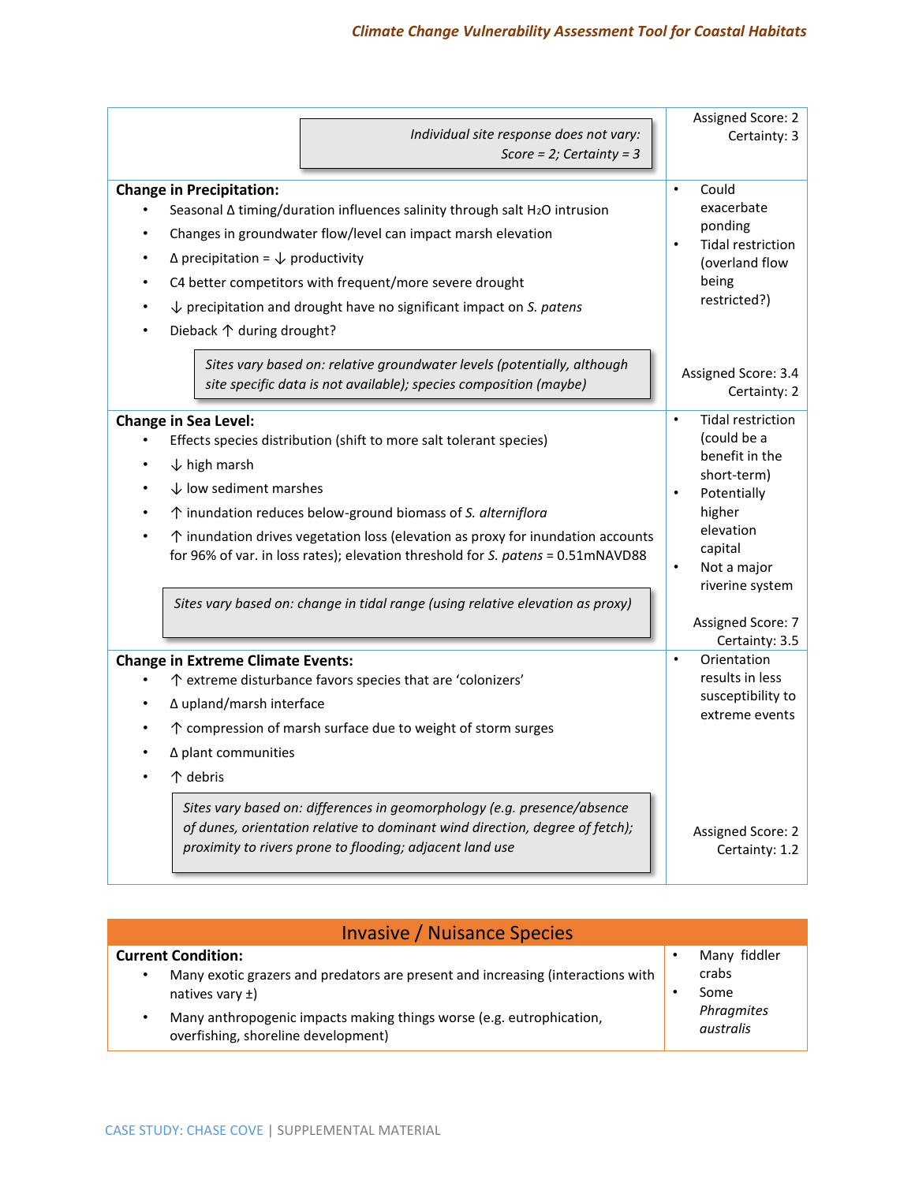| | |
|---|---|
| *Individual site response does not vary: Score = 2; Certainty = 3* | Assigned Score: 2<br>Certainty: 3 |
| **Change in Precipitation:**<br>• Seasonal Δ timing/duration influences salinity through salt $H_2O$ intrusion<br>• Changes in groundwater flow/level can impact marsh elevation<br>• Δ precipitation = ↓ productivity<br>• C4 better competitors with frequent/more severe drought<br>• ↓ precipitation and drought have no significant impact on *S. patens*<br>• Dieback ↑ during drought?<br><br>*Sites vary based on: relative groundwater levels (potentially, although site specific data is not available); species composition (maybe)* | • Could exacerbate ponding<br>• Tidal restriction (overland flow being restricted?)<br><br>Assigned Score: 3.4<br>Certainty: 2 |
| **Change in Sea Level:**<br>• Effects species distribution (shift to more salt tolerant species)<br>• ↓ high marsh<br>• ↓ low sediment marshes<br>• ↑ inundation reduces below-ground biomass of *S. alterniflora*<br>• ↑ inundation drives vegetation loss (elevation as proxy for inundation accounts for 96% of var. in loss rates); elevation threshold for *S. patens* = 0.51mNAVD88<br><br>*Sites vary based on: change in tidal range (using relative elevation as proxy)* | • Tidal restriction (could be a benefit in the short-term)<br>• Potentially higher elevation capital<br>• Not a major riverine system<br><br>Assigned Score: 7<br>Certainty: 3.5 |
| **Change in Extreme Climate Events:**<br>• ↑ extreme disturbance favors species that are 'colonizers'<br>• Δ upland/marsh interface<br>• ↑ compression of marsh surface due to weight of storm surges<br>• Δ plant communities<br>• ↑ debris<br><br>*Sites vary based on: differences in geomorphology (e.g. presence/absence of dunes, orientation relative to dominant wind direction, degree of fetch); proximity to rivers prone to flooding; adjacent land use* | • Orientation results in less susceptibility to extreme events<br><br>Assigned Score: 2<br>Certainty: 1.2 |

## Invasive / Nuisance Species

| | |
|---|---|
| **Current Condition:**<br>• Many exotic grazers and predators are present and increasing (interactions with natives vary ±)<br>• Many anthropogenic impacts making things worse (e.g. eutrophication, overfishing, shoreline development) | • Many fiddler crabs<br>• Some *Phragmites australis* |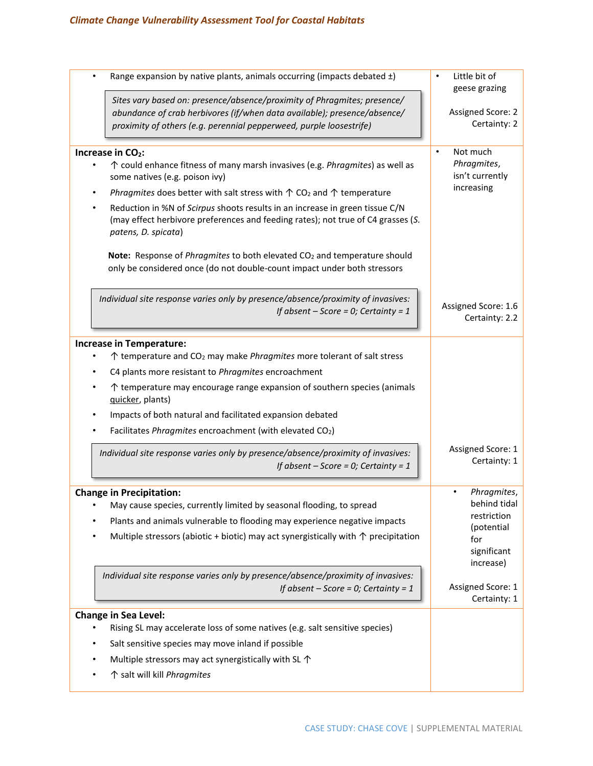| | |
|---|---|
| • Range expansion by native plants, animals occurring (impacts debated ±)<br><br>*Sites vary based on: presence/absence/proximity of Phragmites; presence/ abundance of crab herbivores (if/when data available); presence/absence/ proximity of others (e.g. perennial pepperweed, purple loosestrife)* | • Little bit of geese grazing<br><br>Assigned Score: 2<br>Certainty: 2 |
| **Increase in $CO_2$:**<br>• ↑ could enhance fitness of many marsh invasives (e.g. *Phragmites*) as well as some natives (e.g. poison ivy)<br>• *Phragmites* does better with salt stress with ↑ $CO_2$ and ↑ temperature<br>• Reduction in %N of *Scirpus* shoots results in an increase in green tissue C/N (may effect herbivore preferences and feeding rates); not true of C4 grasses (*S. patens, D. spicata*)<br><br>**Note:** Response of *Phragmites* to both elevated $CO_2$ and temperature should only be considered once (do not double-count impact under both stressors<br><br>*Individual site response varies only by presence/absence/proximity of invasives: If absent – Score = 0; Certainty = 1* | • Not much *Phragmites*, isn't currently increasing<br><br>Assigned Score: 1.6<br>Certainty: 2.2 |
| **Increase in Temperature:**<br>• ↑ temperature and $CO_2$ may make *Phragmites* more tolerant of salt stress<br>• C4 plants more resistant to *Phragmites* encroachment<br>• ↑ temperature may encourage range expansion of southern species (animals <u>quicker</u>, plants)<br>• Impacts of both natural and facilitated expansion debated<br>• Facilitates *Phragmites* encroachment (with elevated $CO_2$)<br><br>*Individual site response varies only by presence/absence/proximity of invasives: If absent – Score = 0; Certainty = 1* | Assigned Score: 1<br>Certainty: 1 |
| **Change in Precipitation:**<br>• May cause species, currently limited by seasonal flooding, to spread<br>• Plants and animals vulnerable to flooding may experience negative impacts<br>• Multiple stressors (abiotic + biotic) may act synergistically with ↑ precipitation<br><br>*Individual site response varies only by presence/absence/proximity of invasives: If absent – Score = 0; Certainty = 1* | • *Phragmites*, behind tidal restriction (potential for significant increase)<br><br>Assigned Score: 1<br>Certainty: 1 |
| **Change in Sea Level:**<br>• Rising SL may accelerate loss of some natives (e.g. salt sensitive species)<br>• Salt sensitive species may move inland if possible<br>• Multiple stressors may act synergistically with SL ↑<br>• ↑ salt will kill *Phragmites* | |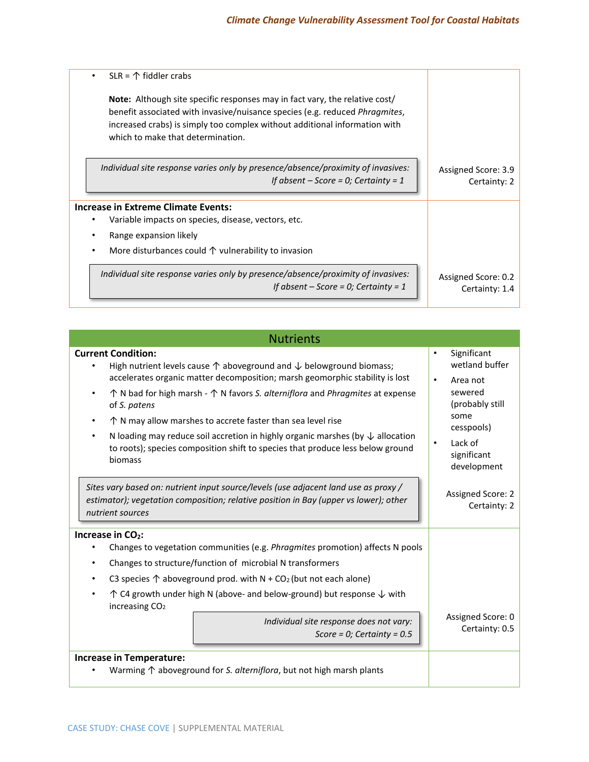| | |
|---|---|
| • SLR = ↑ fiddler crabs<br><br>**Note:** Although site specific responses may in fact vary, the relative cost/ benefit associated with invasive/nuisance species (e.g. reduced *Phragmites*, increased crabs) is simply too complex without additional information with which to make that determination.<br><br>*Individual site response varies only by presence/absence/proximity of invasives: If absent – Score = 0; Certainty = 1* | Assigned Score: 3.9<br>Certainty: 2 |
| **Increase in Extreme Climate Events:**<br>• Variable impacts on species, disease, vectors, etc.<br>• Range expansion likely<br>• More disturbances could ↑ vulnerability to invasion<br><br>*Individual site response varies only by presence/absence/proximity of invasives: If absent – Score = 0; Certainty = 1* | Assigned Score: 0.2<br>Certainty: 1.4 |

## Nutrients

| | |
|---|---|
| **Current Condition:**<br>• High nutrient levels cause ↑ aboveground and ↓ belowground biomass; accelerates organic matter decomposition; marsh geomorphic stability is lost<br>• ↑ N bad for high marsh - ↑ N favors *S. alterniflora* and *Phragmites* at expense of *S. patens*<br>• ↑ N may allow marshes to accrete faster than sea level rise<br>• N loading may reduce soil accretion in highly organic marshes (by ↓ allocation to roots); species composition shift to species that produce less below ground biomass<br><br>*Sites vary based on: nutrient input source/levels (use adjacent land use as proxy / estimator); vegetation composition; relative position in Bay (upper vs lower); other nutrient sources* | • Significant wetland buffer<br>• Area not sewered (probably still some cesspools)<br>• Lack of significant development<br><br>Assigned Score: 2<br>Certainty: 2 |
| **Increase in $CO_2$:**<br>• Changes to vegetation communities (e.g. *Phragmites* promotion) affects N pools<br>• Changes to structure/function of microbial N transformers<br>• C3 species ↑ aboveground prod. with N + $CO_2$ (but not each alone)<br>• ↑ C4 growth under high N (above- and below-ground) but response ↓ with increasing $CO_2$<br><br>*Individual site response does not vary: Score = 0; Certainty = 0.5* | Assigned Score: 0<br>Certainty: 0.5 |
| **Increase in Temperature:**<br>• Warming ↑ aboveground for *S. alterniflora*, but not high marsh plants | |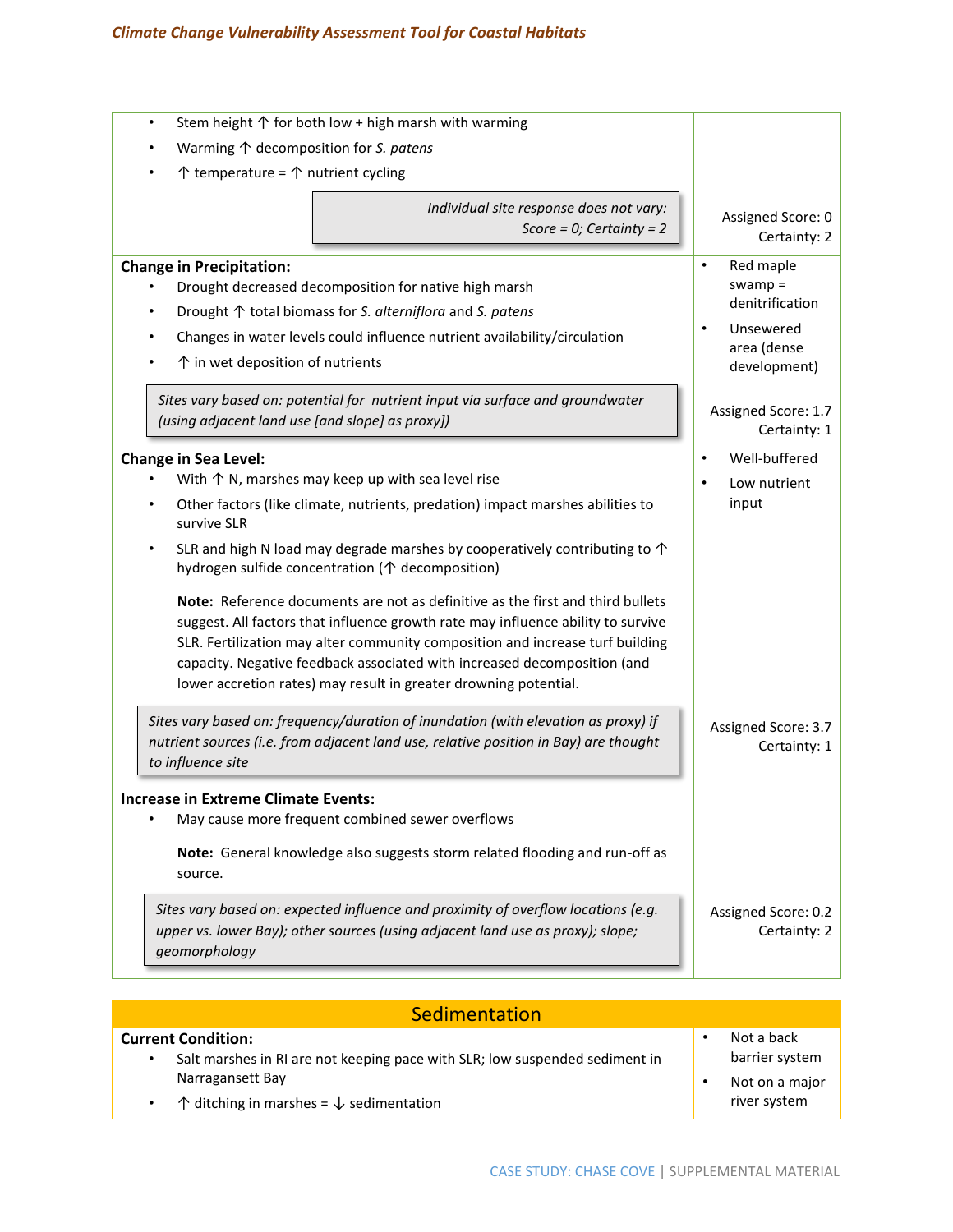| | |
|---|---|
| • Stem height ↑ for both low + high marsh with warming<br>• Warming ↑ decomposition for *S. patens*<br>• ↑ temperature = ↑ nutrient cycling<br><br>*Individual site response does not vary: Score = 0; Certainty = 2* | Assigned Score: 0<br>Certainty: 2 |
| **Change in Precipitation:**<br>• Drought decreased decomposition for native high marsh<br>• Drought ↑ total biomass for *S. alterniflora* and *S. patens*<br>• Changes in water levels could influence nutrient availability/circulation<br>• ↑ in wet deposition of nutrients<br><br>*Sites vary based on: potential for nutrient input via surface and groundwater (using adjacent land use [and slope] as proxy])* | • Red maple swamp = denitrification<br>• Unsewered area (dense development)<br><br>Assigned Score: 1.7<br>Certainty: 1 |
| **Change in Sea Level:**<br>• With ↑ N, marshes may keep up with sea level rise<br>• Other factors (like climate, nutrients, predation) impact marshes abilities to survive SLR<br>• SLR and high N load may degrade marshes by cooperatively contributing to ↑ hydrogen sulfide concentration (↑ decomposition)<br><br>**Note:** Reference documents are not as definitive as the first and third bullets suggest. All factors that influence growth rate may influence ability to survive SLR. Fertilization may alter community composition and increase turf building capacity. Negative feedback associated with increased decomposition (and lower accretion rates) may result in greater drowning potential.<br><br>*Sites vary based on: frequency/duration of inundation (with elevation as proxy) if nutrient sources (i.e. from adjacent land use, relative position in Bay) are thought to influence site* | • Well-buffered<br>• Low nutrient input<br><br>Assigned Score: 3.7<br>Certainty: 1 |
| **Increase in Extreme Climate Events:**<br>• May cause more frequent combined sewer overflows<br><br>**Note:** General knowledge also suggests storm related flooding and run-off as source.<br><br>*Sites vary based on: expected influence and proximity of overflow locations (e.g. upper vs. lower Bay); other sources (using adjacent land use as proxy); slope; geomorphology* | Assigned Score: 0.2<br>Certainty: 2 |

## Sedimentation

| | |
|---|---|
| **Current Condition:**<br>• Salt marshes in RI are not keeping pace with SLR; low suspended sediment in Narragansett Bay<br>• ↑ ditching in marshes = ↓ sedimentation | • Not a back barrier system<br>• Not on a major river system |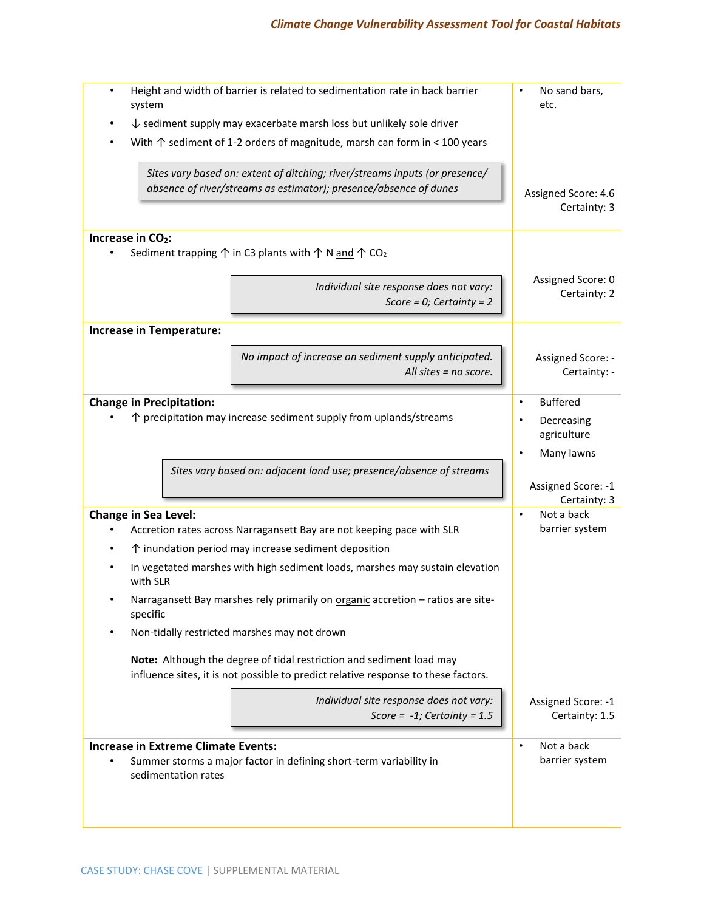| | |
|---|---|
| • Height and width of barrier is related to sedimentation rate in back barrier system<br>• ↓ sediment supply may exacerbate marsh loss but unlikely sole driver<br>• With ↑ sediment of 1-2 orders of magnitude, marsh can form in < 100 years<br><br>*Sites vary based on: extent of ditching; river/streams inputs (or presence/absence of river/streams as estimator); presence/absence of dunes* | • No sand bars, etc.<br><br>Assigned Score: 4.6<br>Certainty: 3 |
| **Increase in $CO_2$:**<br>• Sediment trapping ↑ in C3 plants with ↑ N <u>and</u> ↑ $CO_2$<br><br>*Individual site response does not vary: Score = 0; Certainty = 2* | Assigned Score: 0<br>Certainty: 2 |
| **Increase in Temperature:**<br><br>*No impact of increase on sediment supply anticipated. All sites = no score.* | Assigned Score: -<br>Certainty: - |
| **Change in Precipitation:**<br>• ↑ precipitation may increase sediment supply from uplands/streams<br><br>*Sites vary based on: adjacent land use; presence/absence of streams* | • Buffered<br>• Decreasing agriculture<br>• Many lawns<br><br>Assigned Score: -1<br>Certainty: 3 |
| **Change in Sea Level:**<br>• Accretion rates across Narragansett Bay are not keeping pace with SLR<br>• ↑ inundation period may increase sediment deposition<br>• In vegetated marshes with high sediment loads, marshes may sustain elevation with SLR<br>• Narragansett Bay marshes rely primarily on <u>organic</u> accretion – ratios are site-specific<br>• Non-tidally restricted marshes may <u>not</u> drown<br><br>**Note:** Although the degree of tidal restriction and sediment load may influence sites, it is not possible to predict relative response to these factors.<br><br>*Individual site response does not vary: Score = -1; Certainty = 1.5* | • Not a back barrier system<br><br>Assigned Score: -1<br>Certainty: 1.5 |
| **Increase in Extreme Climate Events:**<br>• Summer storms a major factor in defining short-term variability in sedimentation rates | • Not a back barrier system |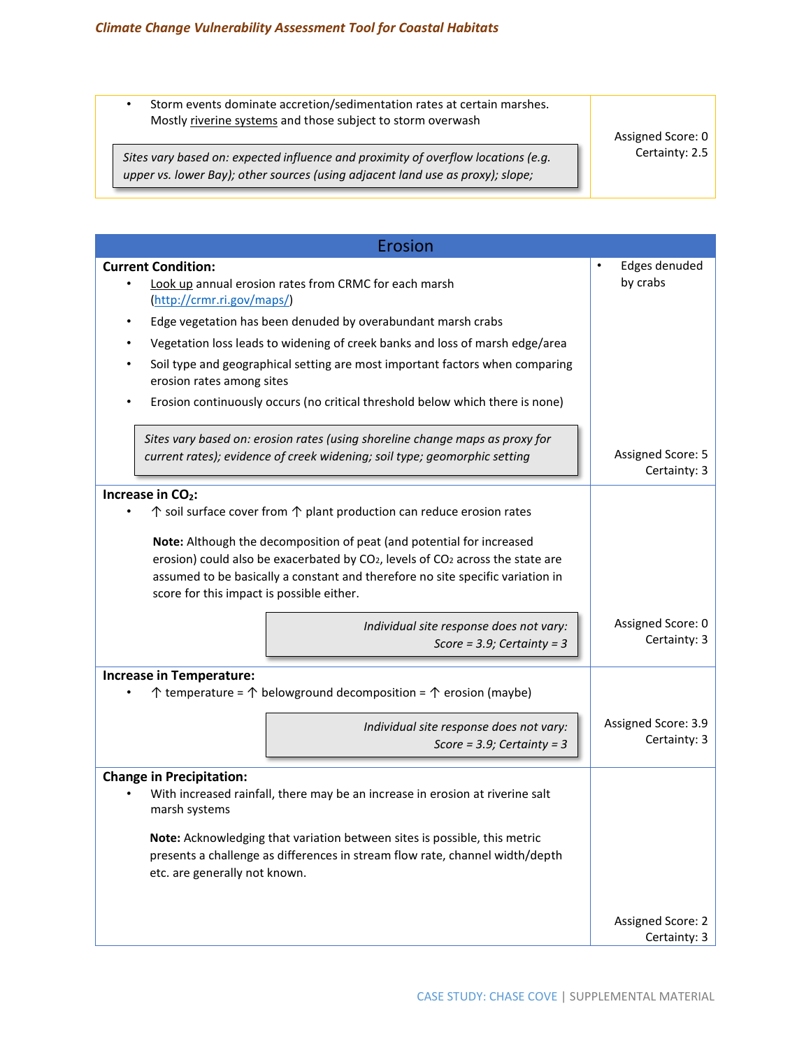| | |
|---|---|
| • Storm events dominate accretion/sedimentation rates at certain marshes. Mostly riverine systems and those subject to storm overwash<br><br>*Sites vary based on: expected influence and proximity of overflow locations (e.g. upper vs. lower Bay); other sources (using adjacent land use as proxy); slope;* | Assigned Score: 0<br>Certainty: 2.5 |

## Erosion

| | |
|---|---|
| **Current Condition:**<br>• Look up annual erosion rates from CRMC for each marsh (http://crmr.ri.gov/maps/)<br>• Edge vegetation has been denuded by overabundant marsh crabs<br>• Vegetation loss leads to widening of creek banks and loss of marsh edge/area<br>• Soil type and geographical setting are most important factors when comparing erosion rates among sites<br>• Erosion continuously occurs (no critical threshold below which there is none)<br><br>*Sites vary based on: erosion rates (using shoreline change maps as proxy for current rates); evidence of creek widening; soil type; geomorphic setting* | • Edges denuded by crabs<br><br>Assigned Score: 5<br>Certainty: 3 |
| **Increase in $CO_2$:**<br>• ↑ soil surface cover from ↑ plant production can reduce erosion rates<br><br>**Note:** Although the decomposition of peat (and potential for increased erosion) could also be exacerbated by $CO_2$, levels of $CO_2$ across the state are assumed to be basically a constant and therefore no site specific variation in score for this impact is possible either.<br><br>*Individual site response does not vary: Score = 3.9; Certainty = 3* | Assigned Score: 0<br>Certainty: 3 |
| **Increase in Temperature:**<br>• ↑ temperature = ↑ belowground decomposition = ↑ erosion (maybe)<br><br>*Individual site response does not vary: Score = 3.9; Certainty = 3* | Assigned Score: 3.9<br>Certainty: 3 |
| **Change in Precipitation:**<br>• With increased rainfall, there may be an increase in erosion at riverine salt marsh systems<br><br>**Note:** Acknowledging that variation between sites is possible, this metric presents a challenge as differences in stream flow rate, channel width/depth etc. are generally not known. | Assigned Score: 2<br>Certainty: 3 |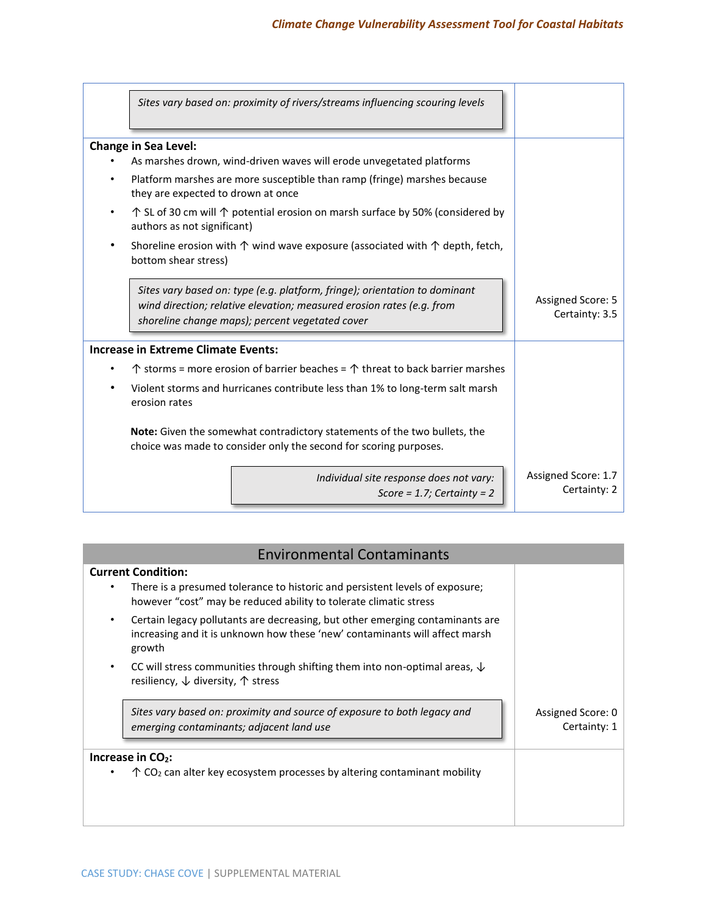*Sites vary based on: proximity of rivers/streams influencing scouring levels*

**Change in Sea Level:**

- As marshes drown, wind-driven waves will erode unvegetated platforms
- Platform marshes are more susceptible than ramp (fringe) marshes because they are expected to drown at once
- ↑ SL of 30 cm will ↑ potential erosion on marsh surface by 50% (considered by authors as not significant)
- Shoreline erosion with ↑ wind wave exposure (associated with ↑ depth, fetch, bottom shear stress)

*Sites vary based on: type (e.g. platform, fringe); orientation to dominant wind direction; relative elevation; measured erosion rates (e.g. from shoreline change maps); percent vegetated cover*

Assigned Score: 5
Certainty: 3.5

**Increase in Extreme Climate Events:**

- ↑ storms = more erosion of barrier beaches = ↑ threat to back barrier marshes
- Violent storms and hurricanes contribute less than 1% to long-term salt marsh erosion rates

**Note:** Given the somewhat contradictory statements of the two bullets, the choice was made to consider only the second for scoring purposes.

*Individual site response does not vary: Score = 1.7; Certainty = 2*

Assigned Score: 1.7
Certainty: 2

## Environmental Contaminants

**Current Condition:**

- There is a presumed tolerance to historic and persistent levels of exposure; however "cost" may be reduced ability to tolerate climatic stress
- Certain legacy pollutants are decreasing, but other emerging contaminants are increasing and it is unknown how these 'new' contaminants will affect marsh growth
- CC will stress communities through shifting them into non-optimal areas, ↓ resiliency, ↓ diversity, ↑ stress

*Sites vary based on: proximity and source of exposure to both legacy and emerging contaminants; adjacent land use*

Assigned Score: 0
Certainty: 1

**Increase in $CO_2$:**

- ↑ $CO_2$ can alter key ecosystem processes by altering contaminant mobility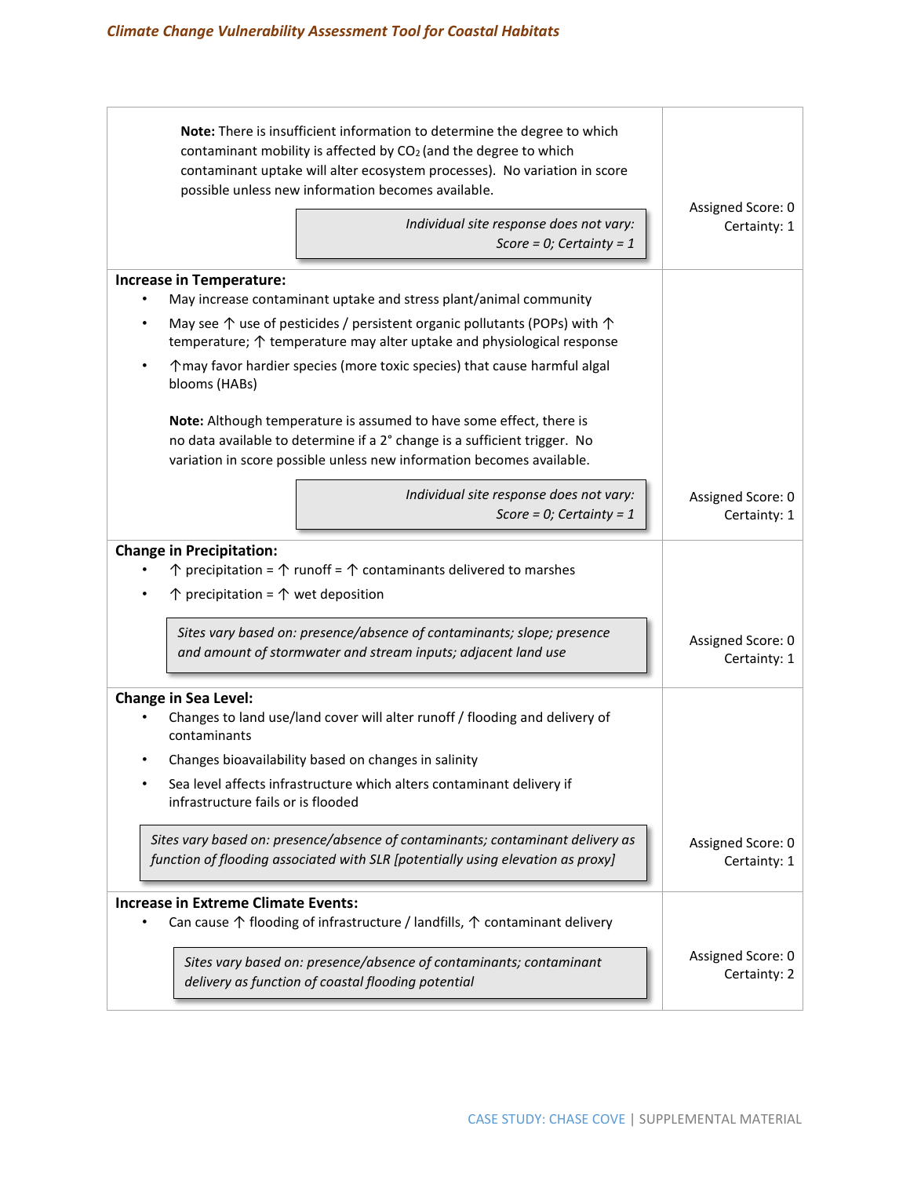| | |
|---|---|
| **Note:** There is insufficient information to determine the degree to which contaminant mobility is affected by $CO_2$ (and the degree to which contaminant uptake will alter ecosystem processes). No variation in score possible unless new information becomes available.<br><br>*Individual site response does not vary: Score = 0; Certainty = 1* | Assigned Score: 0<br>Certainty: 1 |
| **Increase in Temperature:**<br>• May increase contaminant uptake and stress plant/animal community<br>• May see ↑ use of pesticides / persistent organic pollutants (POPs) with ↑ temperature; ↑ temperature may alter uptake and physiological response<br>• ↑may favor hardier species (more toxic species) that cause harmful algal blooms (HABs)<br><br>**Note:** Although temperature is assumed to have some effect, there is no data available to determine if a 2° change is a sufficient trigger. No variation in score possible unless new information becomes available.<br><br>*Individual site response does not vary: Score = 0; Certainty = 1* | Assigned Score: 0<br>Certainty: 1 |
| **Change in Precipitation:**<br>• ↑ precipitation = ↑ runoff = ↑ contaminants delivered to marshes<br>• ↑ precipitation = ↑ wet deposition<br><br>*Sites vary based on: presence/absence of contaminants; slope; presence and amount of stormwater and stream inputs; adjacent land use* | Assigned Score: 0<br>Certainty: 1 |
| **Change in Sea Level:**<br>• Changes to land use/land cover will alter runoff / flooding and delivery of contaminants<br>• Changes bioavailability based on changes in salinity<br>• Sea level affects infrastructure which alters contaminant delivery if infrastructure fails or is flooded<br><br>*Sites vary based on: presence/absence of contaminants; contaminant delivery as function of flooding associated with SLR [potentially using elevation as proxy]* | Assigned Score: 0<br>Certainty: 1 |
| **Increase in Extreme Climate Events:**<br>• Can cause ↑ flooding of infrastructure / landfills, ↑ contaminant delivery<br><br>*Sites vary based on: presence/absence of contaminants; contaminant delivery as function of coastal flooding potential* | Assigned Score: 0<br>Certainty: 2 |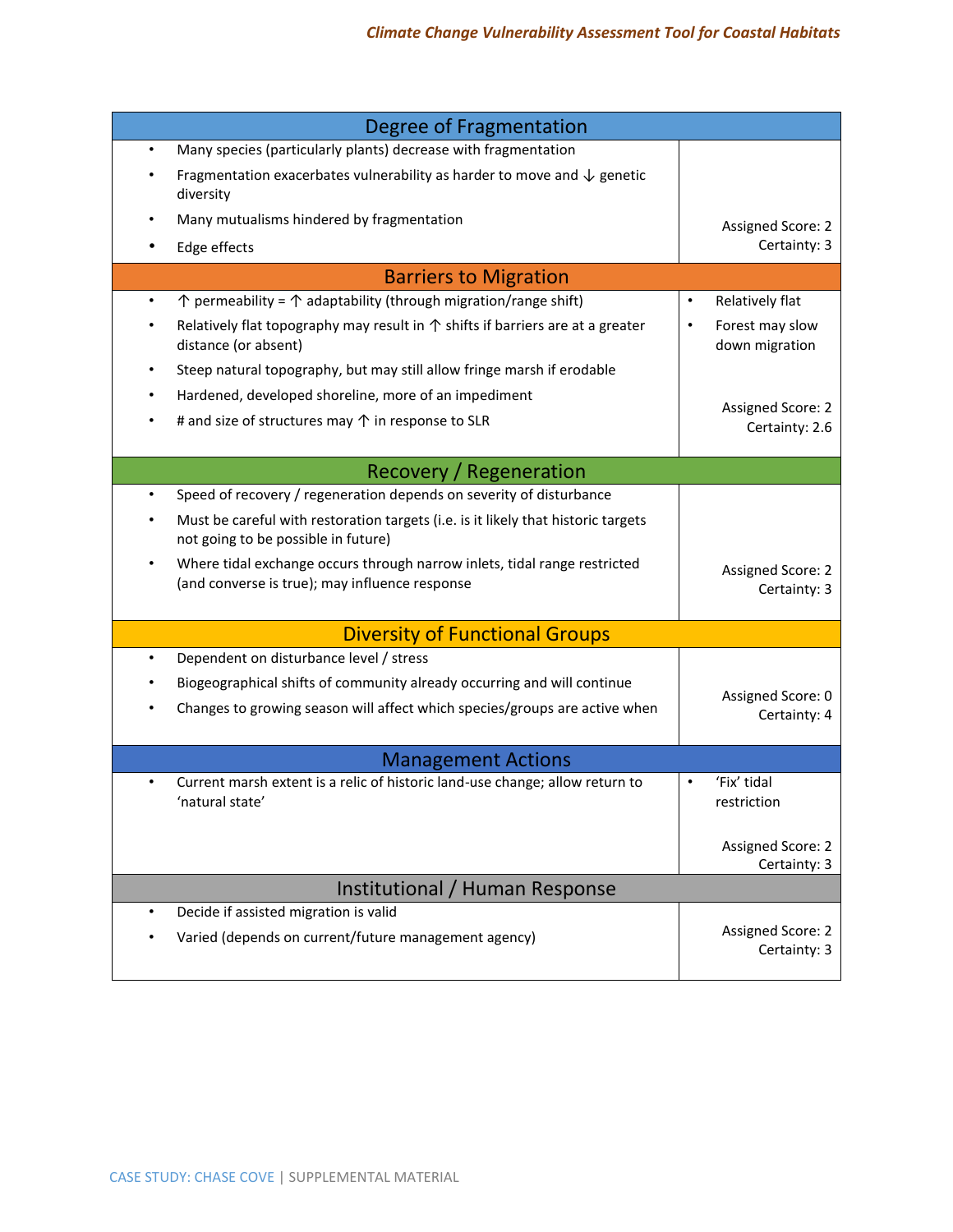## Degree of Fragmentation

| | |
|---|---|
| • Many species (particularly plants) decrease with fragmentation<br>• Fragmentation exacerbates vulnerability as harder to move and ↓ genetic diversity<br>• Many mutualisms hindered by fragmentation<br>• Edge effects | Assigned Score: 2<br>Certainty: 3 |

## Barriers to Migration

| | |
|---|---|
| • ↑ permeability = ↑ adaptability (through migration/range shift)<br>• Relatively flat topography may result in ↑ shifts if barriers are at a greater distance (or absent)<br>• Steep natural topography, but may still allow fringe marsh if erodable<br>• Hardened, developed shoreline, more of an impediment<br>• # and size of structures may ↑ in response to SLR | • Relatively flat<br>• Forest may slow down migration<br><br>Assigned Score: 2<br>Certainty: 2.6 |

## Recovery / Regeneration

| | |
|---|---|
| • Speed of recovery / regeneration depends on severity of disturbance<br>• Must be careful with restoration targets (i.e. is it likely that historic targets not going to be possible in future)<br>• Where tidal exchange occurs through narrow inlets, tidal range restricted (and converse is true); may influence response | Assigned Score: 2<br>Certainty: 3 |

## Diversity of Functional Groups

| | |
|---|---|
| • Dependent on disturbance level / stress<br>• Biogeographical shifts of community already occurring and will continue<br>• Changes to growing season will affect which species/groups are active when | Assigned Score: 0<br>Certainty: 4 |

## Management Actions

| | |
|---|---|
| • Current marsh extent is a relic of historic land-use change; allow return to 'natural state' | • 'Fix' tidal restriction<br><br>Assigned Score: 2<br>Certainty: 3 |

## Institutional / Human Response

| | |
|---|---|
| • Decide if assisted migration is valid<br>• Varied (depends on current/future management agency) | Assigned Score: 2<br>Certainty: 3 |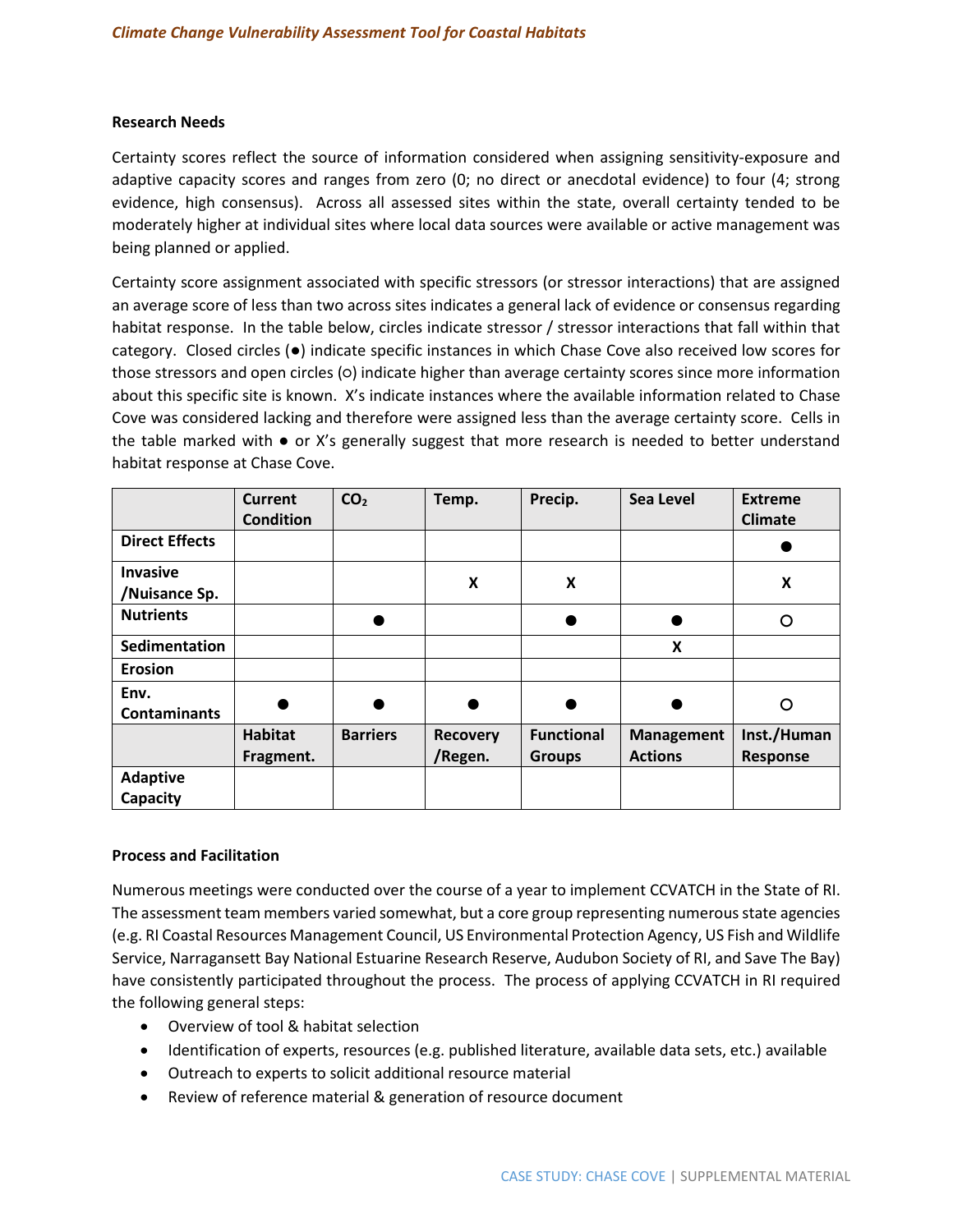#### Research Needs

Certainty scores reflect the source of information considered when assigning sensitivity-exposure and adaptive capacity scores and ranges from zero (0; no direct or anecdotal evidence) to four (4; strong evidence, high consensus). Across all assessed sites within the state, overall certainty tended to be moderately higher at individual sites where local data sources were available or active management was being planned or applied.

Certainty score assignment associated with specific stressors (or stressor interactions) that are assigned an average score of less than two across sites indicates a general lack of evidence or consensus regarding habitat response. In the table below, circles indicate stressor / stressor interactions that fall within that category. Closed circles (●) indicate specific instances in which Chase Cove also received low scores for those stressors and open circles (○) indicate higher than average certainty scores since more information about this specific site is known. X's indicate instances where the available information related to Chase Cove was considered lacking and therefore were assigned less than the average certainty score. Cells in the table marked with ● or X's generally suggest that more research is needed to better understand habitat response at Chase Cove.

| | Current Condition | $CO_2$ | Temp. | Precip. | Sea Level | Extreme Climate |
|---|---|---|---|---|---|---|
| **Direct Effects** | | | | | | ● |
| **Invasive /Nuisance Sp.** | | | X | X | | X |
| **Nutrients** | | ● | | ● | ● | ○ |
| **Sedimentation** | | | | | X | |
| **Erosion** | | | | | | |
| **Env. Contaminants** | ● | ● | ● | ● | ● | ○ |
| | **Habitat Fragment.** | **Barriers** | **Recovery /Regen.** | **Functional Groups** | **Management Actions** | **Inst./Human Response** |
| **Adaptive Capacity** | | | | | | |

#### Process and Facilitation

Numerous meetings were conducted over the course of a year to implement CCVATCH in the State of RI. The assessment team members varied somewhat, but a core group representing numerous state agencies (e.g. RI Coastal Resources Management Council, US Environmental Protection Agency, US Fish and Wildlife Service, Narragansett Bay National Estuarine Research Reserve, Audubon Society of RI, and Save The Bay) have consistently participated throughout the process. The process of applying CCVATCH in RI required the following general steps:

- Overview of tool & habitat selection
- Identification of experts, resources (e.g. published literature, available data sets, etc.) available
- Outreach to experts to solicit additional resource material
- Review of reference material & generation of resource document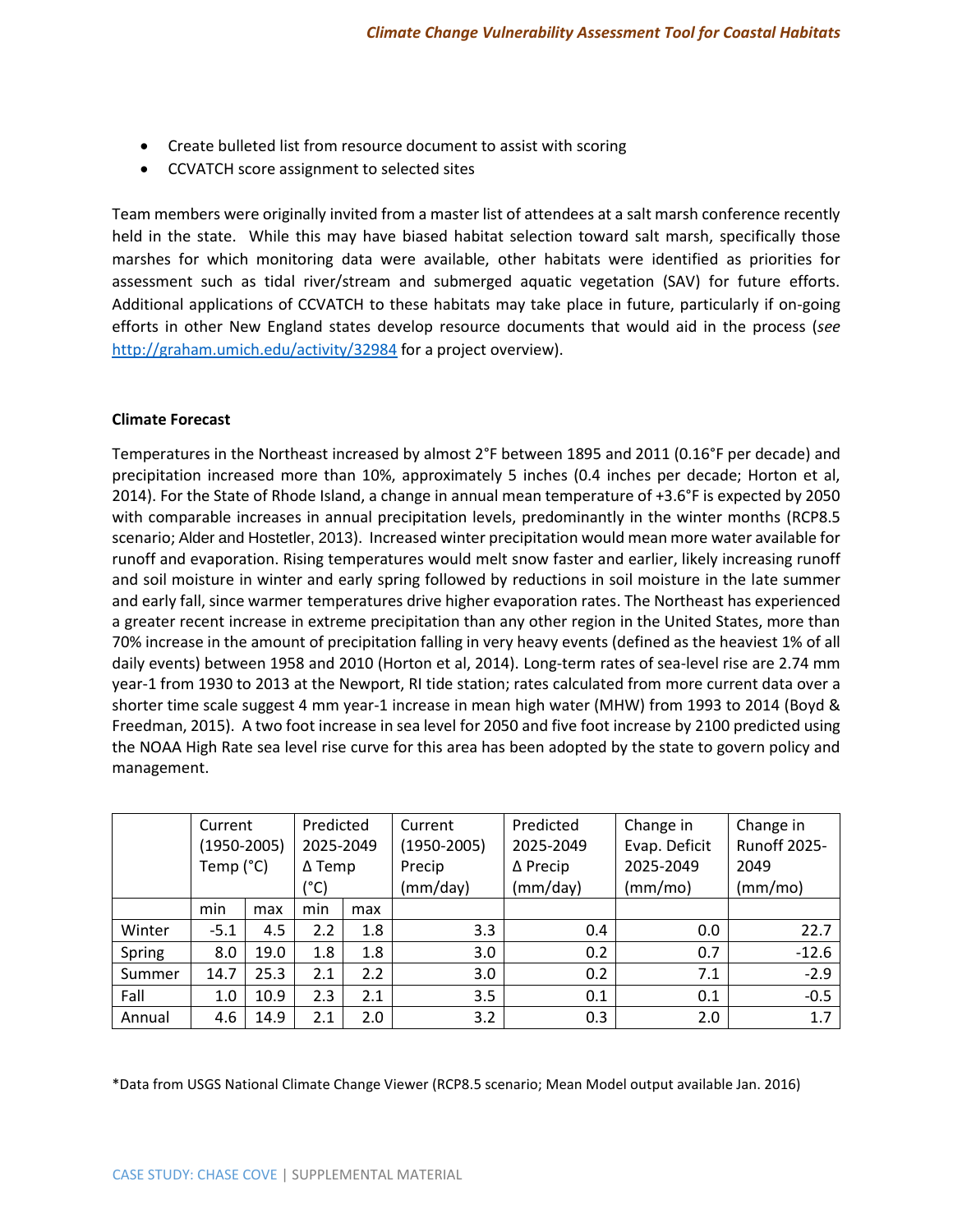- Create bulleted list from resource document to assist with scoring
- CCVATCH score assignment to selected sites

Team members were originally invited from a master list of attendees at a salt marsh conference recently held in the state. While this may have biased habitat selection toward salt marsh, specifically those marshes for which monitoring data were available, other habitats were identified as priorities for assessment such as tidal river/stream and submerged aquatic vegetation (SAV) for future efforts. Additional applications of CCVATCH to these habitats may take place in future, particularly if on-going efforts in other New England states develop resource documents that would aid in the process (*see* http://graham.umich.edu/activity/32984 for a project overview).

**Climate Forecast**

Temperatures in the Northeast increased by almost 2°F between 1895 and 2011 (0.16°F per decade) and precipitation increased more than 10%, approximately 5 inches (0.4 inches per decade; Horton et al, 2014). For the State of Rhode Island, a change in annual mean temperature of +3.6°F is expected by 2050 with comparable increases in annual precipitation levels, predominantly in the winter months (RCP8.5 scenario; Alder and Hostetler, 2013). Increased winter precipitation would mean more water available for runoff and evaporation. Rising temperatures would melt snow faster and earlier, likely increasing runoff and soil moisture in winter and early spring followed by reductions in soil moisture in the late summer and early fall, since warmer temperatures drive higher evaporation rates. The Northeast has experienced a greater recent increase in extreme precipitation than any other region in the United States, more than 70% increase in the amount of precipitation falling in very heavy events (defined as the heaviest 1% of all daily events) between 1958 and 2010 (Horton et al, 2014). Long-term rates of sea-level rise are 2.74 mm year-1 from 1930 to 2013 at the Newport, RI tide station; rates calculated from more current data over a shorter time scale suggest 4 mm year-1 increase in mean high water (MHW) from 1993 to 2014 (Boyd & Freedman, 2015). A two foot increase in sea level for 2050 and five foot increase by 2100 predicted using the NOAA High Rate sea level rise curve for this area has been adopted by the state to govern policy and management.

| | Current (1950-2005) Temp (°C) | | Predicted 2025-2049 Δ Temp (°C) | | Current (1950-2005) Precip (mm/day) | Predicted 2025-2049 Δ Precip (mm/day) | Change in Evap. Deficit 2025-2049 (mm/mo) | Change in Runoff 2025-2049 (mm/mo) |
|---|---|---|---|---|---|---|---|---|
| | min | max | min | max | | | | |
| Winter | -5.1 | 4.5 | 2.2 | 1.8 | 3.3 | 0.4 | 0.0 | 22.7 |
| Spring | 8.0 | 19.0 | 1.8 | 1.8 | 3.0 | 0.2 | 0.7 | -12.6 |
| Summer | 14.7 | 25.3 | 2.1 | 2.2 | 3.0 | 0.2 | 7.1 | -2.9 |
| Fall | 1.0 | 10.9 | 2.3 | 2.1 | 3.5 | 0.1 | 0.1 | -0.5 |
| Annual | 4.6 | 14.9 | 2.1 | 2.0 | 3.2 | 0.3 | 2.0 | 1.7 |

*Data from USGS National Climate Change Viewer (RCP8.5 scenario; Mean Model output available Jan. 2016)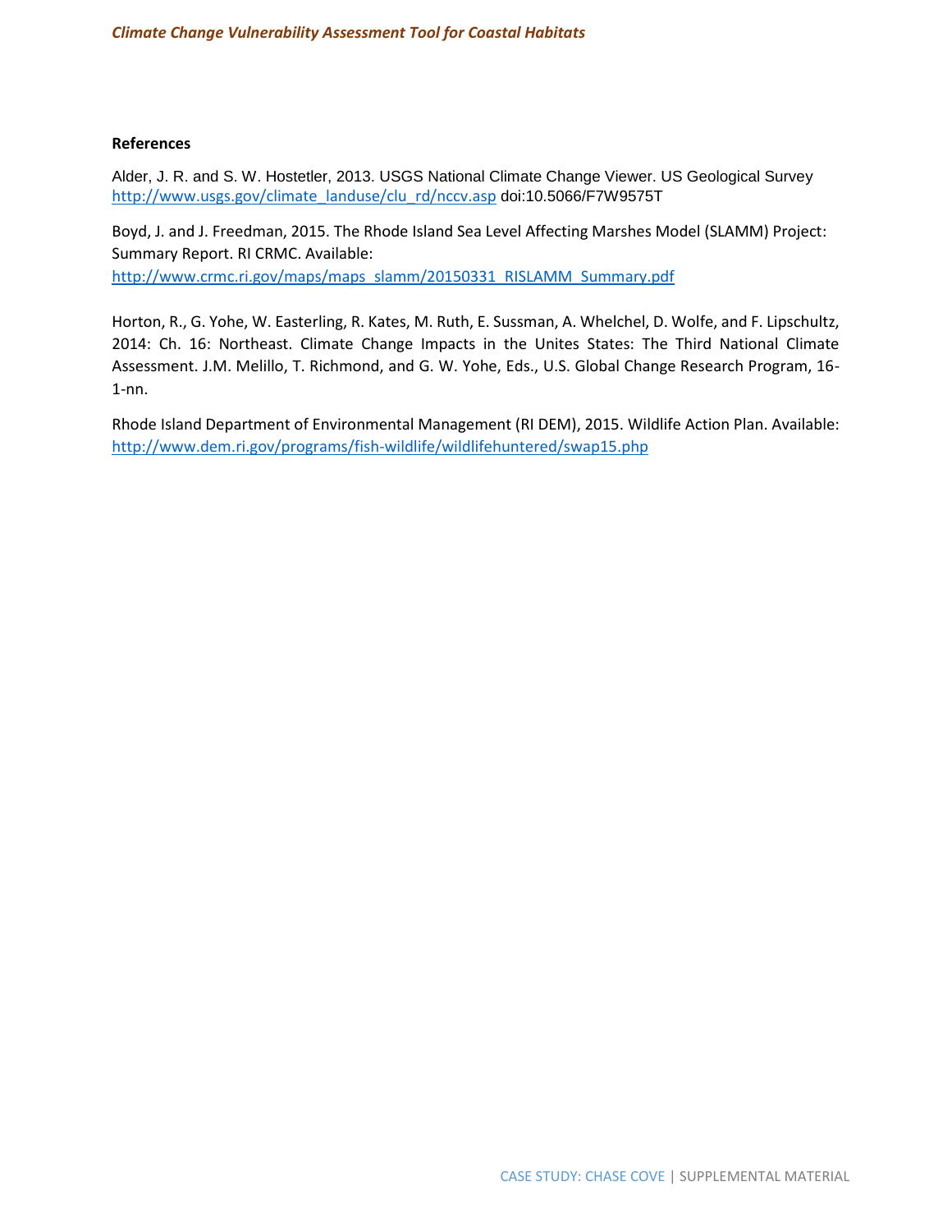**References**

Alder, J. R. and S. W. Hostetler, 2013. USGS National Climate Change Viewer. US Geological Survey http://www.usgs.gov/climate_landuse/clu_rd/nccv.asp doi:10.5066/F7W9575T

Boyd, J. and J. Freedman, 2015. The Rhode Island Sea Level Affecting Marshes Model (SLAMM) Project: Summary Report. RI CRMC. Available: http://www.crmc.ri.gov/maps/maps_slamm/20150331_RISLAMM_Summary.pdf

Horton, R., G. Yohe, W. Easterling, R. Kates, M. Ruth, E. Sussman, A. Whelchel, D. Wolfe, and F. Lipschultz, 2014: Ch. 16: Northeast. Climate Change Impacts in the Unites States: The Third National Climate Assessment. J.M. Melillo, T. Richmond, and G. W. Yohe, Eds., U.S. Global Change Research Program, 16-1-nn.

Rhode Island Department of Environmental Management (RI DEM), 2015. Wildlife Action Plan. Available: http://www.dem.ri.gov/programs/fish-wildlife/wildlifehuntered/swap15.php